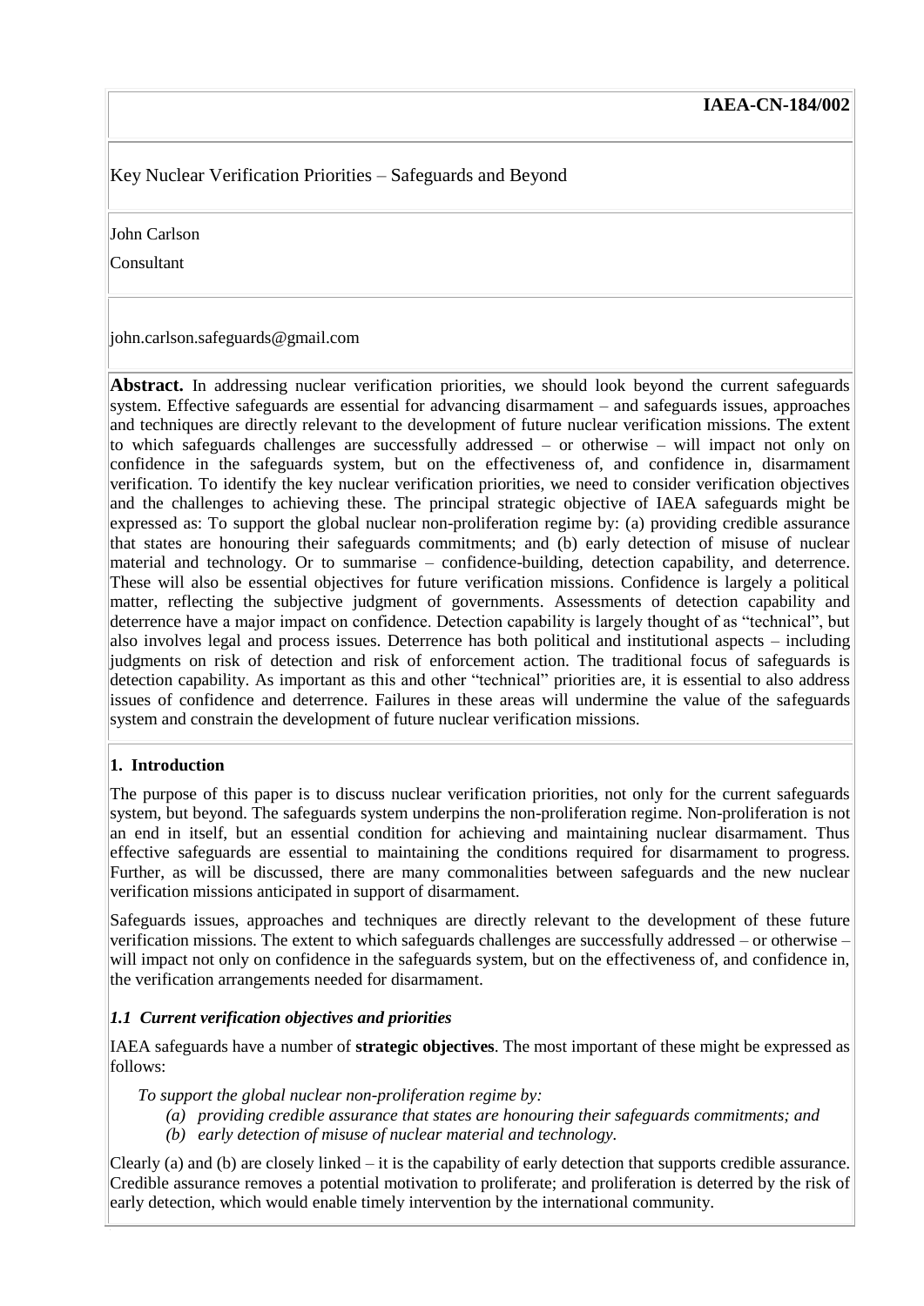**IAEA-CN-184/002**

# Key Nuclear Verification Priorities – Safeguards and Beyond

John Carlson

Consultant

john.carlson.safeguards@gmail.com

**Abstract.** In addressing nuclear verification priorities, we should look beyond the current safeguards system. Effective safeguards are essential for advancing disarmament – and safeguards issues, approaches and techniques are directly relevant to the development of future nuclear verification missions. The extent to which safeguards challenges are successfully addressed – or otherwise – will impact not only on confidence in the safeguards system, but on the effectiveness of, and confidence in, disarmament verification. To identify the key nuclear verification priorities, we need to consider verification objectives and the challenges to achieving these. The principal strategic objective of IAEA safeguards might be expressed as: To support the global nuclear non-proliferation regime by: (a) providing credible assurance that states are honouring their safeguards commitments; and (b) early detection of misuse of nuclear material and technology. Or to summarise – confidence-building, detection capability, and deterrence. These will also be essential objectives for future verification missions. Confidence is largely a political matter, reflecting the subjective judgment of governments. Assessments of detection capability and deterrence have a major impact on confidence. Detection capability is largely thought of as "technical", but also involves legal and process issues. Deterrence has both political and institutional aspects – including judgments on risk of detection and risk of enforcement action. The traditional focus of safeguards is detection capability. As important as this and other "technical" priorities are, it is essential to also address issues of confidence and deterrence. Failures in these areas will undermine the value of the safeguards system and constrain the development of future nuclear verification missions.

## 1. Introduction

The purpose of this paper is to discuss nuclear verification priorities, not only for the current safeguards system, but beyond. The safeguards system underpins the non-proliferation regime. Non-proliferation is not an end in itself, but an essential condition for achieving and maintaining nuclear disarmament. Thus effective safeguards are essential to maintaining the conditions required for disarmament to progress. Further, as will be discussed, there are many commonalities between safeguards and the new nuclear verification missions anticipated in support of disarmament.

Safeguards issues, approaches and techniques are directly relevant to the development of these future verification missions. The extent to which safeguards challenges are successfully addressed – or otherwise – will impact not only on confidence in the safeguards system, but on the effectiveness of, and confidence in, the verification arrangements needed for disarmament.

### *1.1 Current verification objectives and priorities*

IAEA safeguards have a number of **strategic objectives**. The most important of these might be expressed as follows:

*To support the global nuclear non-proliferation regime by:*

*(a) providing credible assurance that states are honouring their safeguards commitments; and*

*(b) early detection of misuse of nuclear material and technology.*

Clearly (a) and (b) are closely linked – it is the capability of early detection that supports credible assurance. Credible assurance removes a potential motivation to proliferate; and proliferation is deterred by the risk of early detection, which would enable timely intervention by the international community.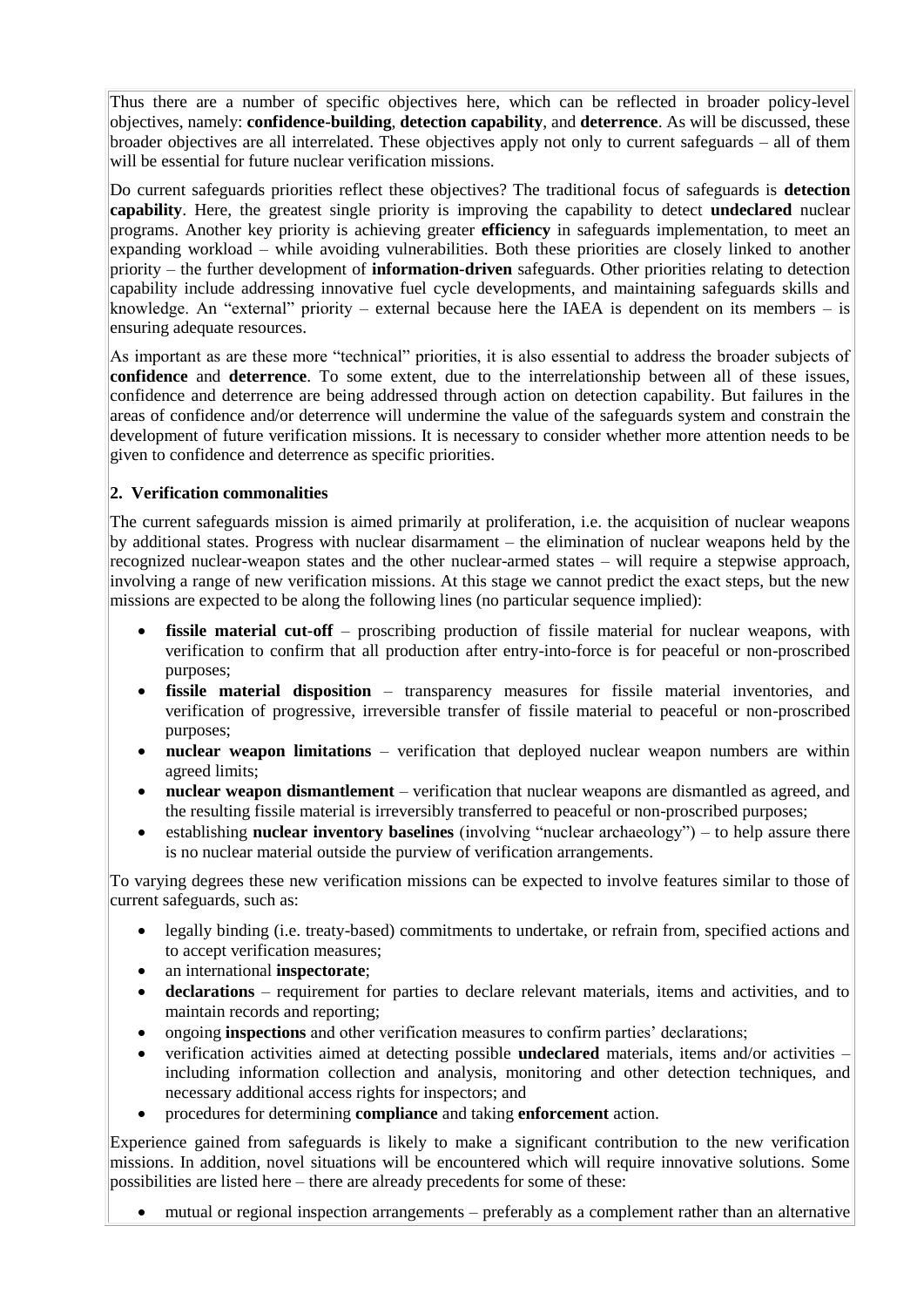Thus there are a number of specific objectives here, which can be reflected in broader policy-level objectives, namely: **confidence-building**, **detection capability**, and **deterrence**. As will be discussed, these broader objectives are all interrelated. These objectives apply not only to current safeguards – all of them will be essential for future nuclear verification missions.

Do current safeguards priorities reflect these objectives? The traditional focus of safeguards is **detection capability**. Here, the greatest single priority is improving the capability to detect **undeclared** nuclear programs. Another key priority is achieving greater **efficiency** in safeguards implementation, to meet an expanding workload – while avoiding vulnerabilities. Both these priorities are closely linked to another priority – the further development of **information-driven** safeguards. Other priorities relating to detection capability include addressing innovative fuel cycle developments, and maintaining safeguards skills and knowledge. An "external" priority – external because here the IAEA is dependent on its members – is ensuring adequate resources.

As important as are these more "technical" priorities, it is also essential to address the broader subjects of **confidence** and **deterrence**. To some extent, due to the interrelationship between all of these issues, confidence and deterrence are being addressed through action on detection capability. But failures in the areas of confidence and/or deterrence will undermine the value of the safeguards system and constrain the development of future verification missions. It is necessary to consider whether more attention needs to be given to confidence and deterrence as specific priorities.

## 2. Verification commonalities

The current safeguards mission is aimed primarily at proliferation, i.e. the acquisition of nuclear weapons by additional states. Progress with nuclear disarmament – the elimination of nuclear weapons held by the recognized nuclear-weapon states and the other nuclear-armed states – will require a stepwise approach, involving a range of new verification missions. At this stage we cannot predict the exact steps, but the new missions are expected to be along the following lines (no particular sequence implied):

- **fissile material cut-off** – proscribing production of fissile material for nuclear weapons, with verification to confirm that all production after entry-into-force is for peaceful or non-proscribed purposes;
- **fissile material disposition** – transparency measures for fissile material inventories, and verification of progressive, irreversible transfer of fissile material to peaceful or non-proscribed purposes;
- **nuclear weapon limitations** – verification that deployed nuclear weapon numbers are within agreed limits;
- **nuclear weapon dismantlement** – verification that nuclear weapons are dismantled as agreed, and the resulting fissile material is irreversibly transferred to peaceful or non-proscribed purposes;
- establishing **nuclear inventory baselines** (involving "nuclear archaeology") – to help assure there is no nuclear material outside the purview of verification arrangements.

To varying degrees these new verification missions can be expected to involve features similar to those of current safeguards, such as:

- legally binding (i.e. treaty-based) commitments to undertake, or refrain from, specified actions and to accept verification measures;
- an international **inspectorate**;
- **declarations** – requirement for parties to declare relevant materials, items and activities, and to maintain records and reporting;
- ongoing **inspections** and other verification measures to confirm parties' declarations;
- verification activities aimed at detecting possible **undeclared** materials, items and/or activities – including information collection and analysis, monitoring and other detection techniques, and necessary additional access rights for inspectors; and
- procedures for determining **compliance** and taking **enforcement** action.

Experience gained from safeguards is likely to make a significant contribution to the new verification missions. In addition, novel situations will be encountered which will require innovative solutions. Some possibilities are listed here – there are already precedents for some of these:

- mutual or regional inspection arrangements – preferably as a complement rather than an alternative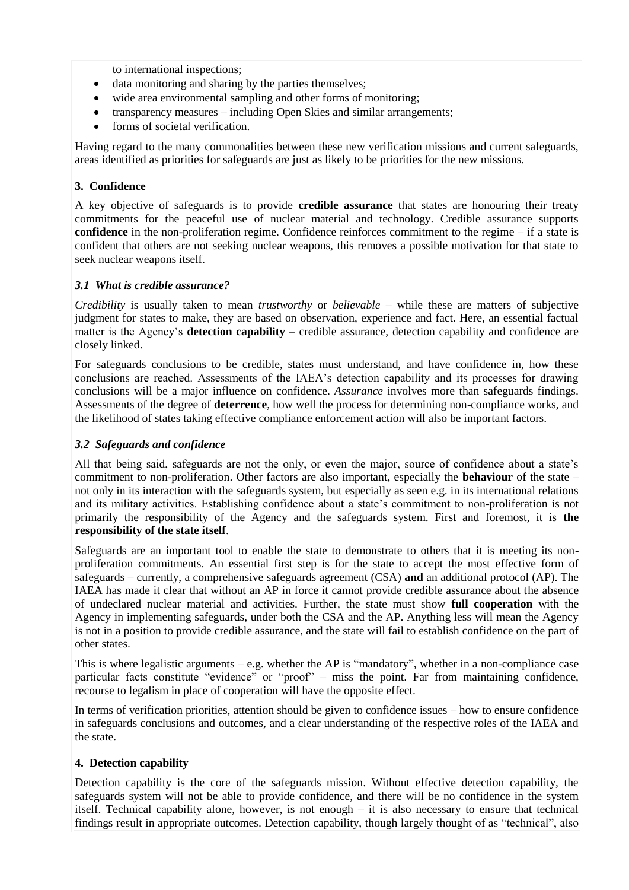to international inspections;

- data monitoring and sharing by the parties themselves;
- wide area environmental sampling and other forms of monitoring;
- transparency measures – including Open Skies and similar arrangements;
- forms of societal verification.

Having regard to the many commonalities between these new verification missions and current safeguards, areas identified as priorities for safeguards are just as likely to be priorities for the new missions.

## 3. Confidence

A key objective of safeguards is to provide **credible assurance** that states are honouring their treaty commitments for the peaceful use of nuclear material and technology. Credible assurance supports **confidence** in the non-proliferation regime. Confidence reinforces commitment to the regime – if a state is confident that others are not seeking nuclear weapons, this removes a possible motivation for that state to seek nuclear weapons itself.

### *3.1 What is credible assurance?*

*Credibility* is usually taken to mean *trustworthy* or *believable* – while these are matters of subjective judgment for states to make, they are based on observation, experience and fact. Here, an essential factual matter is the Agency's **detection capability** – credible assurance, detection capability and confidence are closely linked.

For safeguards conclusions to be credible, states must understand, and have confidence in, how these conclusions are reached. Assessments of the IAEA's detection capability and its processes for drawing conclusions will be a major influence on confidence. *Assurance* involves more than safeguards findings. Assessments of the degree of **deterrence**, how well the process for determining non-compliance works, and the likelihood of states taking effective compliance enforcement action will also be important factors.

### *3.2 Safeguards and confidence*

All that being said, safeguards are not the only, or even the major, source of confidence about a state's commitment to non-proliferation. Other factors are also important, especially the **behaviour** of the state – not only in its interaction with the safeguards system, but especially as seen e.g. in its international relations and its military activities. Establishing confidence about a state's commitment to non-proliferation is not primarily the responsibility of the Agency and the safeguards system. First and foremost, it is **the responsibility of the state itself**.

Safeguards are an important tool to enable the state to demonstrate to others that it is meeting its non-proliferation commitments. An essential first step is for the state to accept the most effective form of safeguards – currently, a comprehensive safeguards agreement (CSA) **and** an additional protocol (AP). The IAEA has made it clear that without an AP in force it cannot provide credible assurance about the absence of undeclared nuclear material and activities. Further, the state must show **full cooperation** with the Agency in implementing safeguards, under both the CSA and the AP. Anything less will mean the Agency is not in a position to provide credible assurance, and the state will fail to establish confidence on the part of other states.

This is where legalistic arguments – e.g. whether the AP is "mandatory", whether in a non-compliance case particular facts constitute "evidence" or "proof" – miss the point. Far from maintaining confidence, recourse to legalism in place of cooperation will have the opposite effect.

In terms of verification priorities, attention should be given to confidence issues – how to ensure confidence in safeguards conclusions and outcomes, and a clear understanding of the respective roles of the IAEA and the state.

## 4. Detection capability

Detection capability is the core of the safeguards mission. Without effective detection capability, the safeguards system will not be able to provide confidence, and there will be no confidence in the system itself. Technical capability alone, however, is not enough – it is also necessary to ensure that technical findings result in appropriate outcomes. Detection capability, though largely thought of as "technical", also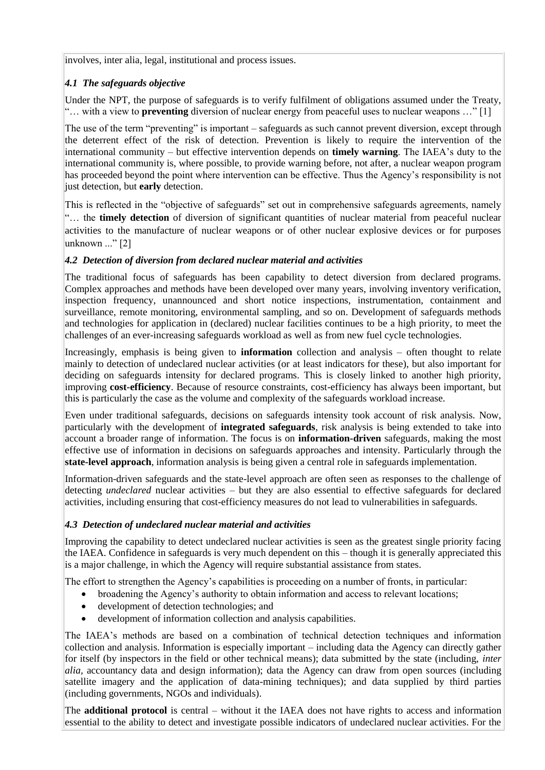involves, inter alia, legal, institutional and process issues.

### *4.1 The safeguards objective*

Under the NPT, the purpose of safeguards is to verify fulfilment of obligations assumed under the Treaty, "… with a view to **preventing** diversion of nuclear energy from peaceful uses to nuclear weapons …" [1]

The use of the term "preventing" is important – safeguards as such cannot prevent diversion, except through the deterrent effect of the risk of detection. Prevention is likely to require the intervention of the international community – but effective intervention depends on **timely warning**. The IAEA's duty to the international community is, where possible, to provide warning before, not after, a nuclear weapon program has proceeded beyond the point where intervention can be effective. Thus the Agency's responsibility is not just detection, but **early** detection.

This is reflected in the "objective of safeguards" set out in comprehensive safeguards agreements, namely "… the **timely detection** of diversion of significant quantities of nuclear material from peaceful nuclear activities to the manufacture of nuclear weapons or of other nuclear explosive devices or for purposes unknown ..." [2]

### *4.2 Detection of diversion from declared nuclear material and activities*

The traditional focus of safeguards has been capability to detect diversion from declared programs. Complex approaches and methods have been developed over many years, involving inventory verification, inspection frequency, unannounced and short notice inspections, instrumentation, containment and surveillance, remote monitoring, environmental sampling, and so on. Development of safeguards methods and technologies for application in (declared) nuclear facilities continues to be a high priority, to meet the challenges of an ever-increasing safeguards workload as well as from new fuel cycle technologies.

Increasingly, emphasis is being given to **information** collection and analysis – often thought to relate mainly to detection of undeclared nuclear activities (or at least indicators for these), but also important for deciding on safeguards intensity for declared programs. This is closely linked to another high priority, improving **cost-efficiency**. Because of resource constraints, cost-efficiency has always been important, but this is particularly the case as the volume and complexity of the safeguards workload increase.

Even under traditional safeguards, decisions on safeguards intensity took account of risk analysis. Now, particularly with the development of **integrated safeguards**, risk analysis is being extended to take into account a broader range of information. The focus is on **information-driven** safeguards, making the most effective use of information in decisions on safeguards approaches and intensity. Particularly through the **state-level approach**, information analysis is being given a central role in safeguards implementation.

Information-driven safeguards and the state-level approach are often seen as responses to the challenge of detecting *undeclared* nuclear activities – but they are also essential to effective safeguards for declared activities, including ensuring that cost-efficiency measures do not lead to vulnerabilities in safeguards.

### *4.3 Detection of undeclared nuclear material and activities*

Improving the capability to detect undeclared nuclear activities is seen as the greatest single priority facing the IAEA. Confidence in safeguards is very much dependent on this – though it is generally appreciated this is a major challenge, in which the Agency will require substantial assistance from states.

The effort to strengthen the Agency's capabilities is proceeding on a number of fronts, in particular:

- broadening the Agency's authority to obtain information and access to relevant locations;
- development of detection technologies; and
- development of information collection and analysis capabilities.

The IAEA's methods are based on a combination of technical detection techniques and information collection and analysis. Information is especially important – including data the Agency can directly gather for itself (by inspectors in the field or other technical means); data submitted by the state (including, *inter alia*, accountancy data and design information); data the Agency can draw from open sources (including satellite imagery and the application of data-mining techniques); and data supplied by third parties (including governments, NGOs and individuals).

The **additional protocol** is central – without it the IAEA does not have rights to access and information essential to the ability to detect and investigate possible indicators of undeclared nuclear activities. For the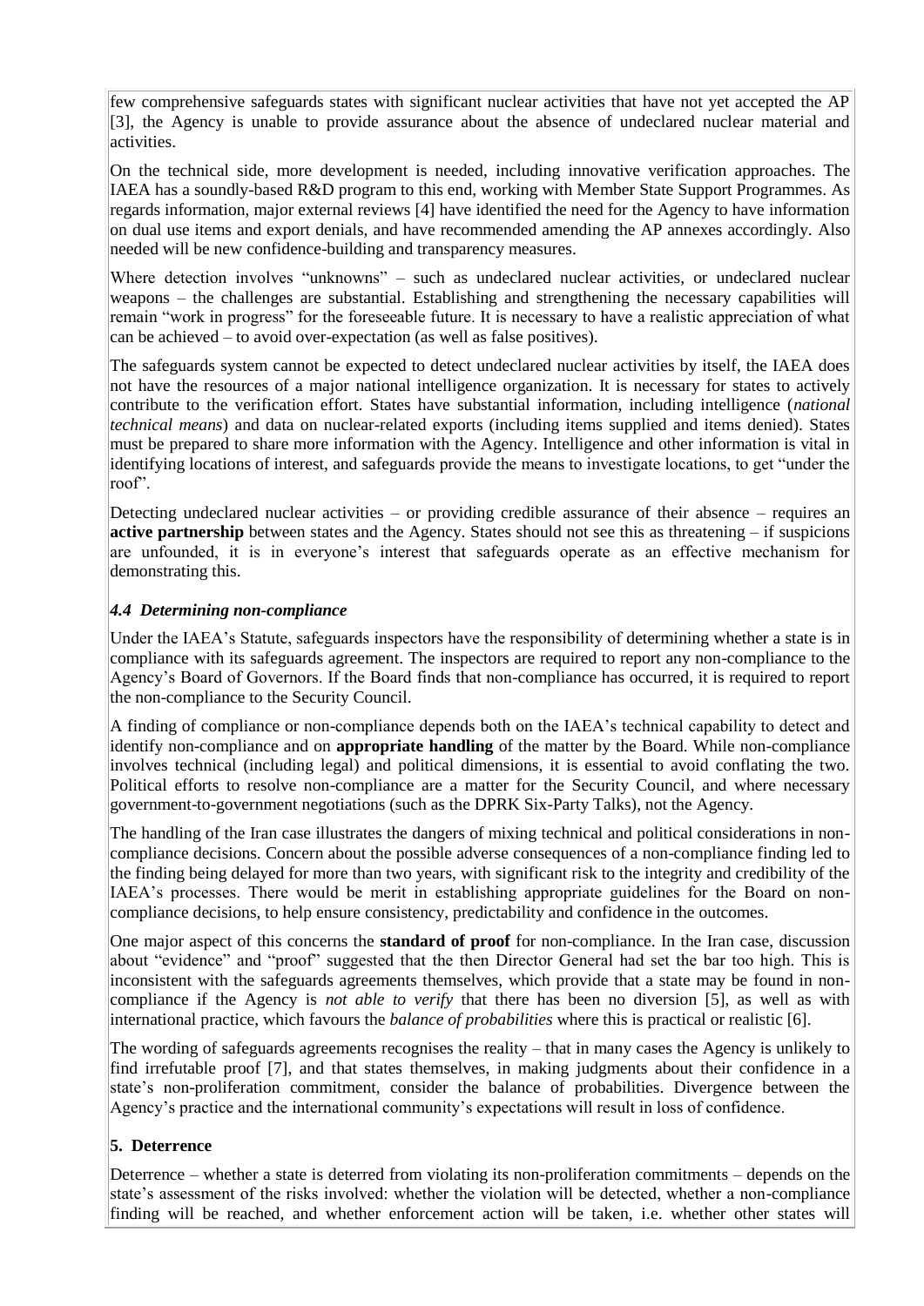few comprehensive safeguards states with significant nuclear activities that have not yet accepted the AP [3], the Agency is unable to provide assurance about the absence of undeclared nuclear material and activities.

On the technical side, more development is needed, including innovative verification approaches. The IAEA has a soundly-based R&D program to this end, working with Member State Support Programmes. As regards information, major external reviews [4] have identified the need for the Agency to have information on dual use items and export denials, and have recommended amending the AP annexes accordingly. Also needed will be new confidence-building and transparency measures.

Where detection involves "unknowns" – such as undeclared nuclear activities, or undeclared nuclear weapons – the challenges are substantial. Establishing and strengthening the necessary capabilities will remain "work in progress" for the foreseeable future. It is necessary to have a realistic appreciation of what can be achieved – to avoid over-expectation (as well as false positives).

The safeguards system cannot be expected to detect undeclared nuclear activities by itself, the IAEA does not have the resources of a major national intelligence organization. It is necessary for states to actively contribute to the verification effort. States have substantial information, including intelligence (*national technical means*) and data on nuclear-related exports (including items supplied and items denied). States must be prepared to share more information with the Agency. Intelligence and other information is vital in identifying locations of interest, and safeguards provide the means to investigate locations, to get "under the roof".

Detecting undeclared nuclear activities – or providing credible assurance of their absence – requires an **active partnership** between states and the Agency. States should not see this as threatening – if suspicions are unfounded, it is in everyone's interest that safeguards operate as an effective mechanism for demonstrating this.

### *4.4 Determining non-compliance*

Under the IAEA's Statute, safeguards inspectors have the responsibility of determining whether a state is in compliance with its safeguards agreement. The inspectors are required to report any non-compliance to the Agency's Board of Governors. If the Board finds that non-compliance has occurred, it is required to report the non-compliance to the Security Council.

A finding of compliance or non-compliance depends both on the IAEA's technical capability to detect and identify non-compliance and on **appropriate handling** of the matter by the Board. While non-compliance involves technical (including legal) and political dimensions, it is essential to avoid conflating the two. Political efforts to resolve non-compliance are a matter for the Security Council, and where necessary government-to-government negotiations (such as the DPRK Six-Party Talks), not the Agency.

The handling of the Iran case illustrates the dangers of mixing technical and political considerations in non-compliance decisions. Concern about the possible adverse consequences of a non-compliance finding led to the finding being delayed for more than two years, with significant risk to the integrity and credibility of the IAEA's processes. There would be merit in establishing appropriate guidelines for the Board on non-compliance decisions, to help ensure consistency, predictability and confidence in the outcomes.

One major aspect of this concerns the **standard of proof** for non-compliance. In the Iran case, discussion about "evidence" and "proof" suggested that the then Director General had set the bar too high. This is inconsistent with the safeguards agreements themselves, which provide that a state may be found in non-compliance if the Agency is *not able to verify* that there has been no diversion [5], as well as with international practice, which favours the *balance of probabilities* where this is practical or realistic [6].

The wording of safeguards agreements recognises the reality – that in many cases the Agency is unlikely to find irrefutable proof [7], and that states themselves, in making judgments about their confidence in a state's non-proliferation commitment, consider the balance of probabilities. Divergence between the Agency's practice and the international community's expectations will result in loss of confidence.

## 5. Deterrence

Deterrence – whether a state is deterred from violating its non-proliferation commitments – depends on the state's assessment of the risks involved: whether the violation will be detected, whether a non-compliance finding will be reached, and whether enforcement action will be taken, i.e. whether other states will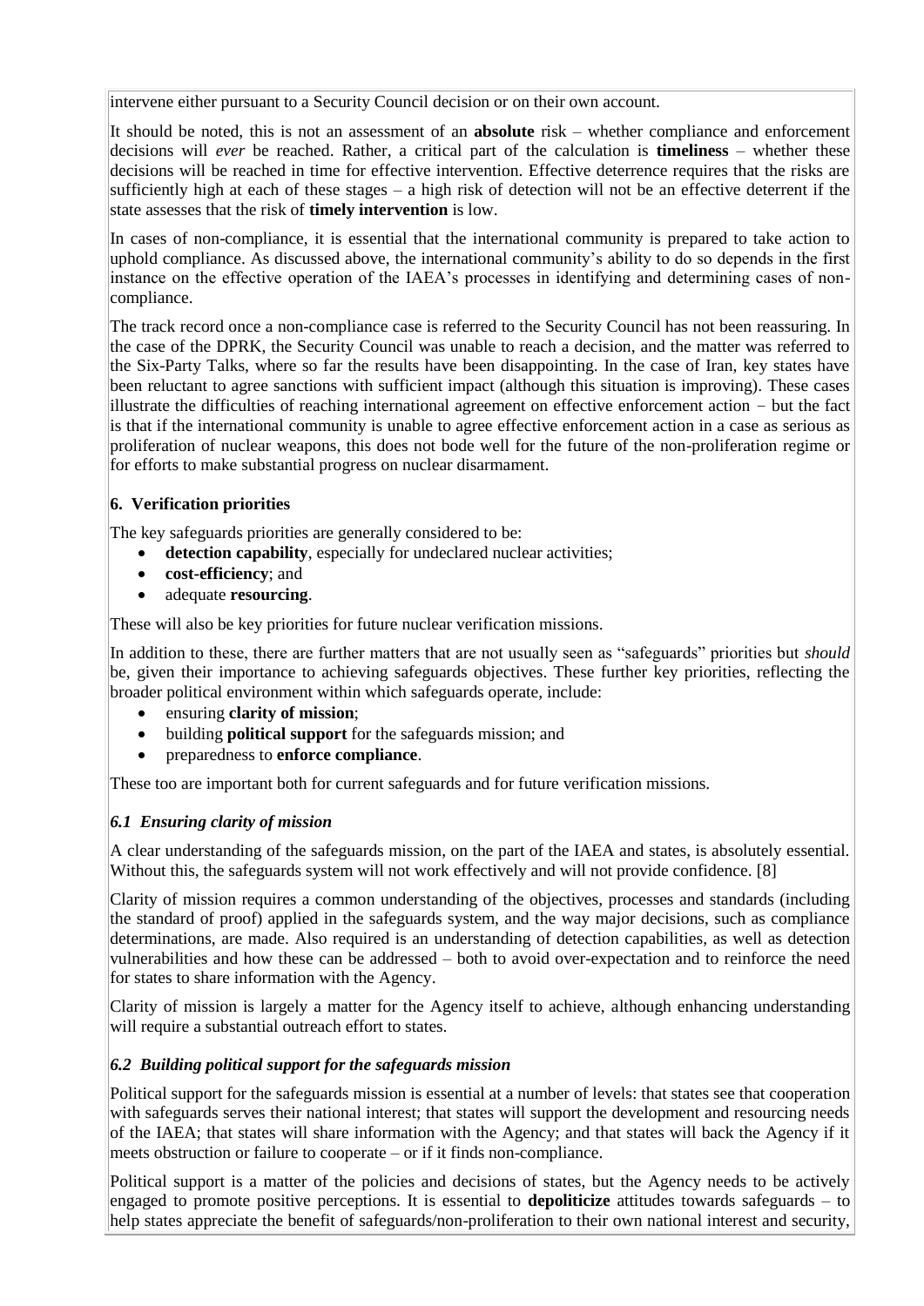intervene either pursuant to a Security Council decision or on their own account.

It should be noted, this is not an assessment of an **absolute** risk – whether compliance and enforcement decisions will *ever* be reached. Rather, a critical part of the calculation is **timeliness** – whether these decisions will be reached in time for effective intervention. Effective deterrence requires that the risks are sufficiently high at each of these stages – a high risk of detection will not be an effective deterrent if the state assesses that the risk of **timely intervention** is low.

In cases of non-compliance, it is essential that the international community is prepared to take action to uphold compliance. As discussed above, the international community's ability to do so depends in the first instance on the effective operation of the IAEA's processes in identifying and determining cases of non-compliance.

The track record once a non-compliance case is referred to the Security Council has not been reassuring. In the case of the DPRK, the Security Council was unable to reach a decision, and the matter was referred to the Six-Party Talks, where so far the results have been disappointing. In the case of Iran, key states have been reluctant to agree sanctions with sufficient impact (although this situation is improving). These cases illustrate the difficulties of reaching international agreement on effective enforcement action − but the fact is that if the international community is unable to agree effective enforcement action in a case as serious as proliferation of nuclear weapons, this does not bode well for the future of the non-proliferation regime or for efforts to make substantial progress on nuclear disarmament.

## 6. Verification priorities

The key safeguards priorities are generally considered to be:

- **detection capability**, especially for undeclared nuclear activities;
- **cost-efficiency**; and
- adequate **resourcing**.

These will also be key priorities for future nuclear verification missions.

In addition to these, there are further matters that are not usually seen as "safeguards" priorities but *should* be, given their importance to achieving safeguards objectives. These further key priorities, reflecting the broader political environment within which safeguards operate, include:

- ensuring **clarity of mission**;
- building **political support** for the safeguards mission; and
- preparedness to **enforce compliance**.

These too are important both for current safeguards and for future verification missions.

### *6.1 Ensuring clarity of mission*

A clear understanding of the safeguards mission, on the part of the IAEA and states, is absolutely essential. Without this, the safeguards system will not work effectively and will not provide confidence. [8]

Clarity of mission requires a common understanding of the objectives, processes and standards (including the standard of proof) applied in the safeguards system, and the way major decisions, such as compliance determinations, are made. Also required is an understanding of detection capabilities, as well as detection vulnerabilities and how these can be addressed – both to avoid over-expectation and to reinforce the need for states to share information with the Agency.

Clarity of mission is largely a matter for the Agency itself to achieve, although enhancing understanding will require a substantial outreach effort to states.

### *6.2 Building political support for the safeguards mission*

Political support for the safeguards mission is essential at a number of levels: that states see that cooperation with safeguards serves their national interest; that states will support the development and resourcing needs of the IAEA; that states will share information with the Agency; and that states will back the Agency if it meets obstruction or failure to cooperate – or if it finds non-compliance.

Political support is a matter of the policies and decisions of states, but the Agency needs to be actively engaged to promote positive perceptions. It is essential to **depoliticize** attitudes towards safeguards – to help states appreciate the benefit of safeguards/non-proliferation to their own national interest and security,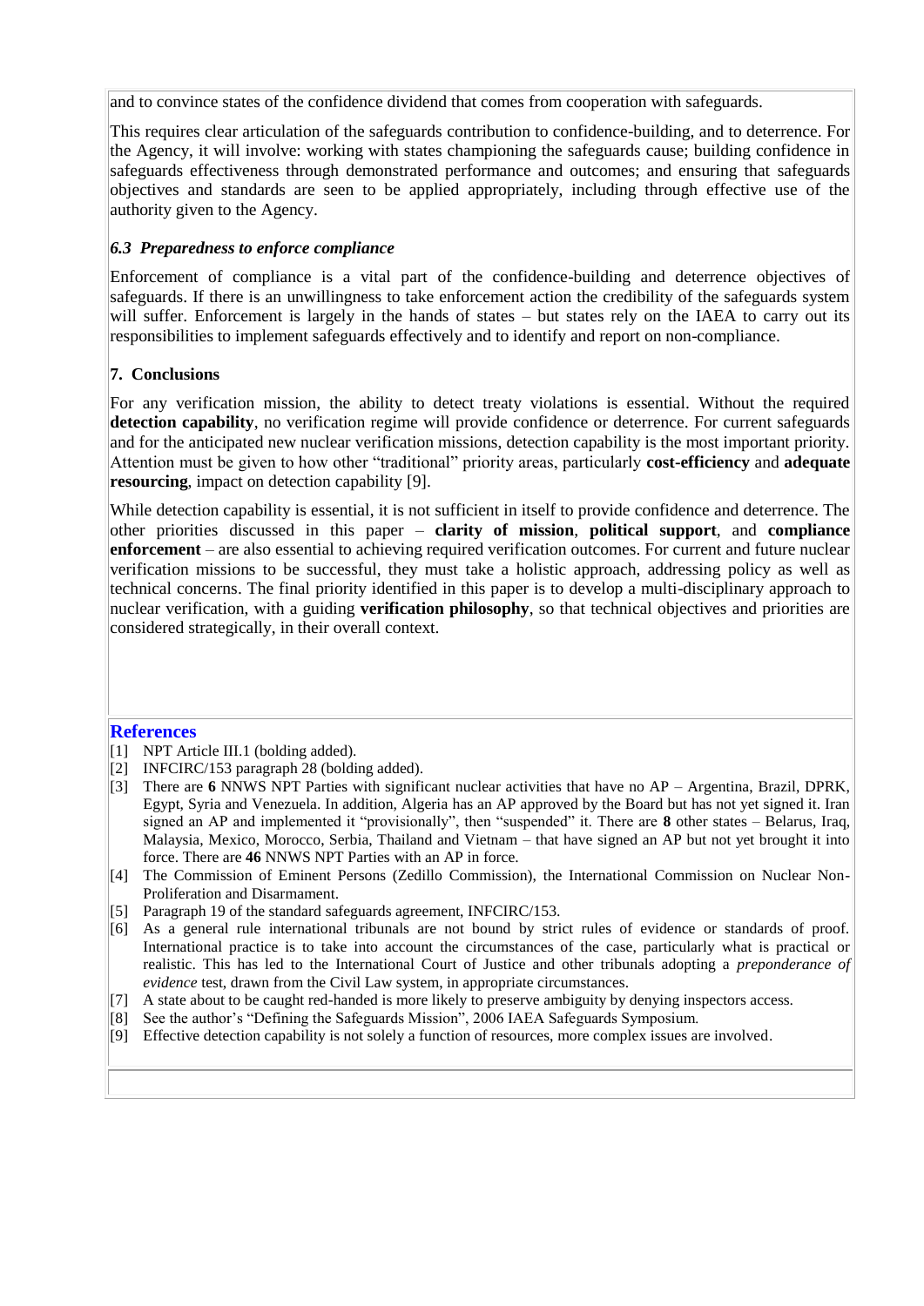and to convince states of the confidence dividend that comes from cooperation with safeguards.

This requires clear articulation of the safeguards contribution to confidence-building, and to deterrence. For the Agency, it will involve: working with states championing the safeguards cause; building confidence in safeguards effectiveness through demonstrated performance and outcomes; and ensuring that safeguards objectives and standards are seen to be applied appropriately, including through effective use of the authority given to the Agency.

### *6.3 Preparedness to enforce compliance*

Enforcement of compliance is a vital part of the confidence-building and deterrence objectives of safeguards. If there is an unwillingness to take enforcement action the credibility of the safeguards system will suffer. Enforcement is largely in the hands of states – but states rely on the IAEA to carry out its responsibilities to implement safeguards effectively and to identify and report on non-compliance.

## 7. Conclusions

For any verification mission, the ability to detect treaty violations is essential. Without the required **detection capability**, no verification regime will provide confidence or deterrence. For current safeguards and for the anticipated new nuclear verification missions, detection capability is the most important priority. Attention must be given to how other "traditional" priority areas, particularly **cost-efficiency** and **adequate resourcing**, impact on detection capability [9].

While detection capability is essential, it is not sufficient in itself to provide confidence and deterrence. The other priorities discussed in this paper – **clarity of mission**, **political support**, and **compliance enforcement** – are also essential to achieving required verification outcomes. For current and future nuclear verification missions to be successful, they must take a holistic approach, addressing policy as well as technical concerns. The final priority identified in this paper is to develop a multi-disciplinary approach to nuclear verification, with a guiding **verification philosophy**, so that technical objectives and priorities are considered strategically, in their overall context.

## References

[1] NPT Article III.1 (bolding added).

[2] INFCIRC/153 paragraph 28 (bolding added).

[3] There are **6** NNWS NPT Parties with significant nuclear activities that have no AP – Argentina, Brazil, DPRK, Egypt, Syria and Venezuela. In addition, Algeria has an AP approved by the Board but has not yet signed it. Iran signed an AP and implemented it "provisionally", then "suspended" it. There are **8** other states – Belarus, Iraq, Malaysia, Mexico, Morocco, Serbia, Thailand and Vietnam – that have signed an AP but not yet brought it into force. There are **46** NNWS NPT Parties with an AP in force.

[4] The Commission of Eminent Persons (Zedillo Commission), the International Commission on Nuclear Non-Proliferation and Disarmament.

[5] Paragraph 19 of the standard safeguards agreement, INFCIRC/153.

[6] As a general rule international tribunals are not bound by strict rules of evidence or standards of proof. International practice is to take into account the circumstances of the case, particularly what is practical or realistic. This has led to the International Court of Justice and other tribunals adopting a *preponderance of evidence* test, drawn from the Civil Law system, in appropriate circumstances.

[7] A state about to be caught red-handed is more likely to preserve ambiguity by denying inspectors access.

[8] See the author's "Defining the Safeguards Mission", 2006 IAEA Safeguards Symposium.

[9] Effective detection capability is not solely a function of resources, more complex issues are involved.